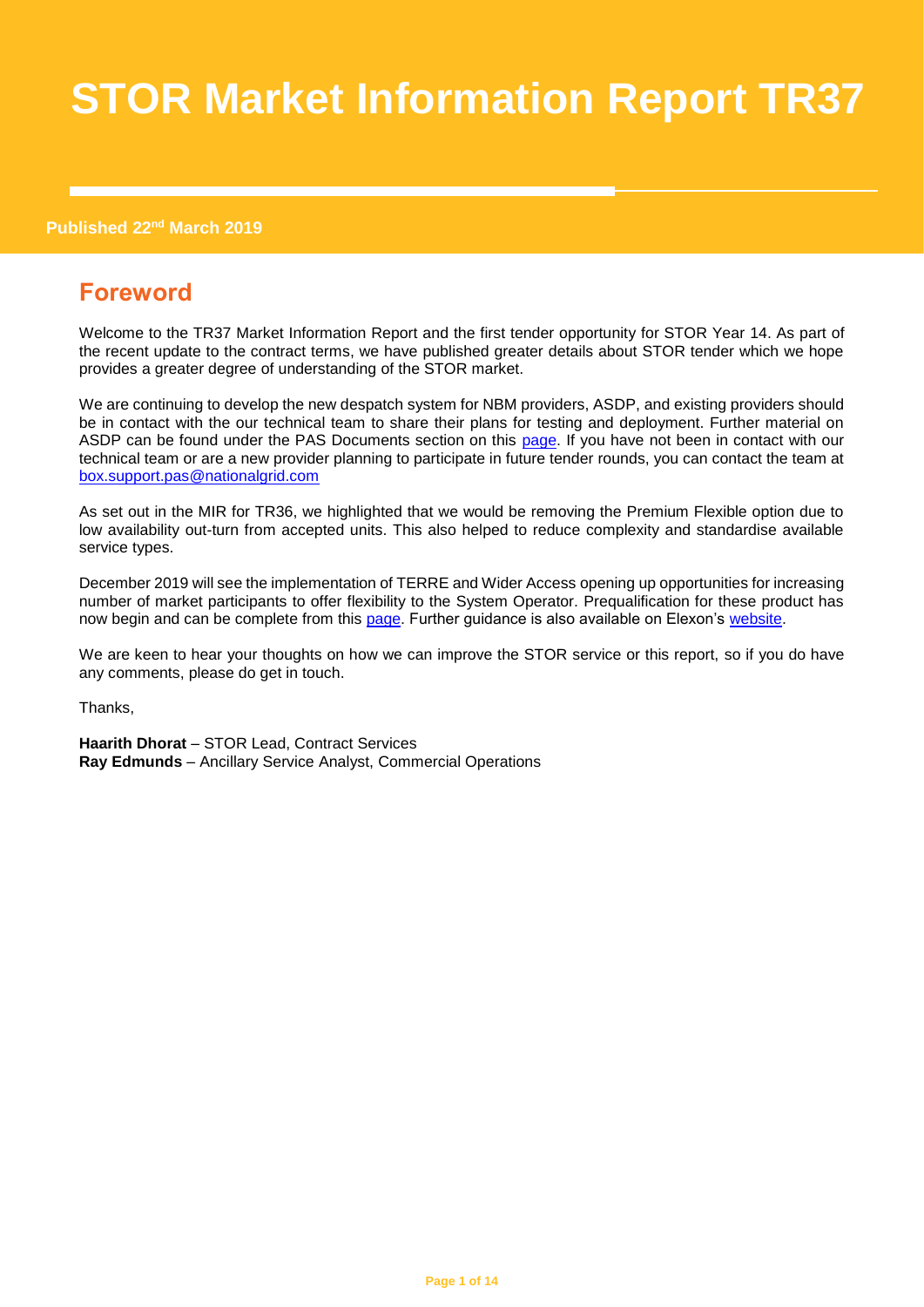# STOR Market Information Report TR37

**Published 22nd March 2019**

## Foreword

Welcome to the TR37 Market Information Report and the first tender opportunity for STOR Year 14. As part of the recent update to the contract terms, we have published greater details about STOR tender which we hope provides a greater degree of understanding of the STOR market.

We are continuing to develop the new despatch system for NBM providers, ASDP, and existing providers should be in contact with the our technical team to share their plans for testing and deployment. Further material on ASDP can be found under the PAS Documents section on this page. If you have not been in contact with our technical team or are a new provider planning to participate in future tender rounds, you can contact the team at box.support.pas@nationalgrid.com

As set out in the MIR for TR36, we highlighted that we would be removing the Premium Flexible option due to low availability out-turn from accepted units. This also helped to reduce complexity and standardise available service types.

December 2019 will see the implementation of TERRE and Wider Access opening up opportunities for increasing number of market participants to offer flexibility to the System Operator. Prequalification for these product has now begin and can be complete from this page. Further guidance is also available on Elexon's website.

We are keen to hear your thoughts on how we can improve the STOR service or this report, so if you do have any comments, please do get in touch.

Thanks,

**Haarith Dhorat** – STOR Lead, Contract Services
**Ray Edmunds** – Ancillary Service Analyst, Commercial Operations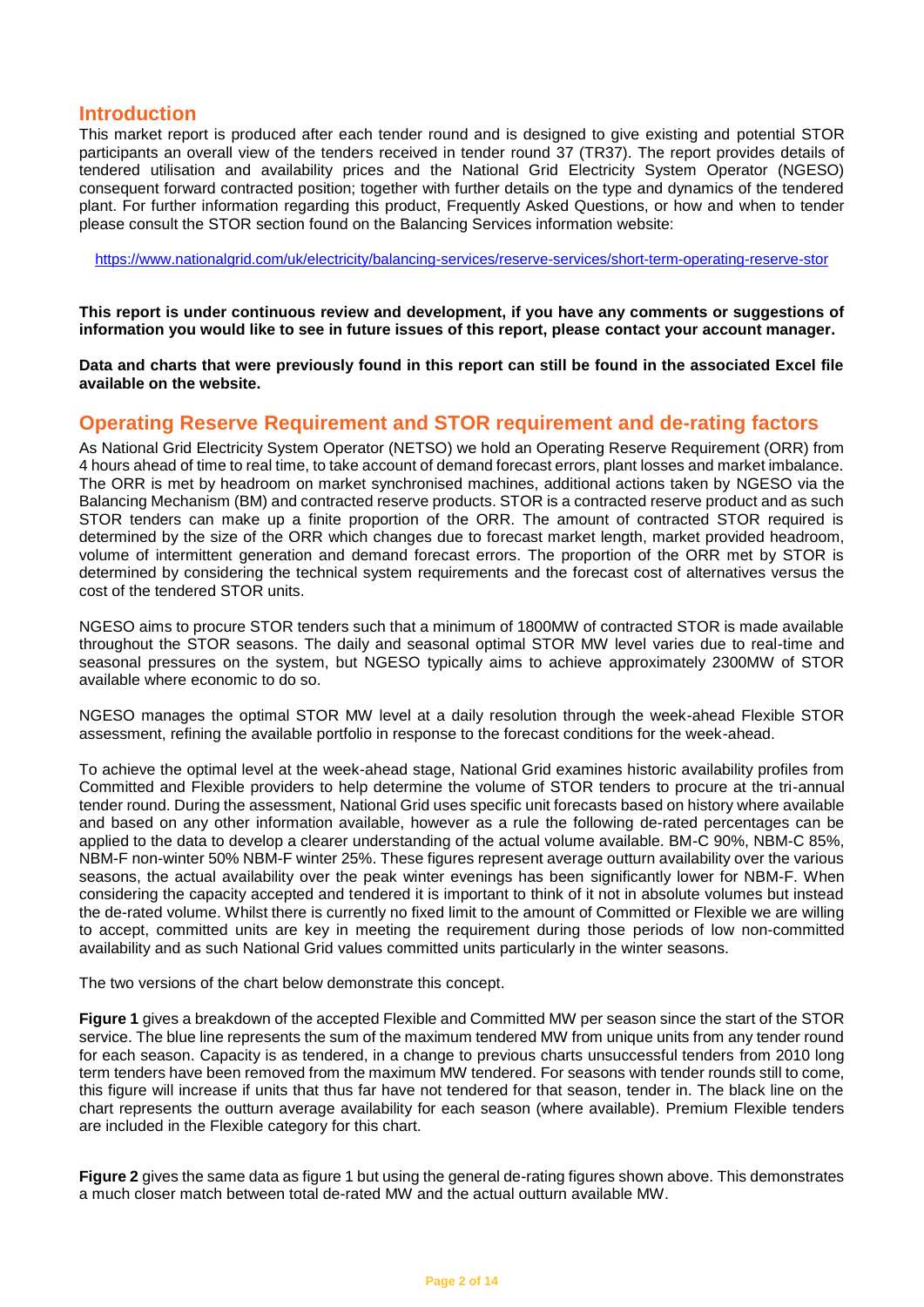## Introduction

This market report is produced after each tender round and is designed to give existing and potential STOR participants an overall view of the tenders received in tender round 37 (TR37). The report provides details of tendered utilisation and availability prices and the National Grid Electricity System Operator (NGESO) consequent forward contracted position; together with further details on the type and dynamics of the tendered plant. For further information regarding this product, Frequently Asked Questions, or how and when to tender please consult the STOR section found on the Balancing Services information website:

https://www.nationalgrid.com/uk/electricity/balancing-services/reserve-services/short-term-operating-reserve-stor

**This report is under continuous review and development, if you have any comments or suggestions of information you would like to see in future issues of this report, please contact your account manager.**

**Data and charts that were previously found in this report can still be found in the associated Excel file available on the website.**

## Operating Reserve Requirement and STOR requirement and de-rating factors

As National Grid Electricity System Operator (NETSO) we hold an Operating Reserve Requirement (ORR) from 4 hours ahead of time to real time, to take account of demand forecast errors, plant losses and market imbalance. The ORR is met by headroom on market synchronised machines, additional actions taken by NGESO via the Balancing Mechanism (BM) and contracted reserve products. STOR is a contracted reserve product and as such STOR tenders can make up a finite proportion of the ORR. The amount of contracted STOR required is determined by the size of the ORR which changes due to forecast market length, market provided headroom, volume of intermittent generation and demand forecast errors. The proportion of the ORR met by STOR is determined by considering the technical system requirements and the forecast cost of alternatives versus the cost of the tendered STOR units.

NGESO aims to procure STOR tenders such that a minimum of 1800MW of contracted STOR is made available throughout the STOR seasons. The daily and seasonal optimal STOR MW level varies due to real-time and seasonal pressures on the system, but NGESO typically aims to achieve approximately 2300MW of STOR available where economic to do so.

NGESO manages the optimal STOR MW level at a daily resolution through the week-ahead Flexible STOR assessment, refining the available portfolio in response to the forecast conditions for the week-ahead.

To achieve the optimal level at the week-ahead stage, National Grid examines historic availability profiles from Committed and Flexible providers to help determine the volume of STOR tenders to procure at the tri-annual tender round. During the assessment, National Grid uses specific unit forecasts based on history where available and based on any other information available, however as a rule the following de-rated percentages can be applied to the data to develop a clearer understanding of the actual volume available. BM-C 90%, NBM-C 85%, NBM-F non-winter 50% NBM-F winter 25%. These figures represent average outturn availability over the various seasons, the actual availability over the peak winter evenings has been significantly lower for NBM-F. When considering the capacity accepted and tendered it is important to think of it not in absolute volumes but instead the de-rated volume. Whilst there is currently no fixed limit to the amount of Committed or Flexible we are willing to accept, committed units are key in meeting the requirement during those periods of low non-committed availability and as such National Grid values committed units particularly in the winter seasons.

The two versions of the chart below demonstrate this concept.

**Figure 1** gives a breakdown of the accepted Flexible and Committed MW per season since the start of the STOR service. The blue line represents the sum of the maximum tendered MW from unique units from any tender round for each season. Capacity is as tendered, in a change to previous charts unsuccessful tenders from 2010 long term tenders have been removed from the maximum MW tendered. For seasons with tender rounds still to come, this figure will increase if units that thus far have not tendered for that season, tender in. The black line on the chart represents the outturn average availability for each season (where available). Premium Flexible tenders are included in the Flexible category for this chart.

**Figure 2** gives the same data as figure 1 but using the general de-rating figures shown above. This demonstrates a much closer match between total de-rated MW and the actual outturn available MW.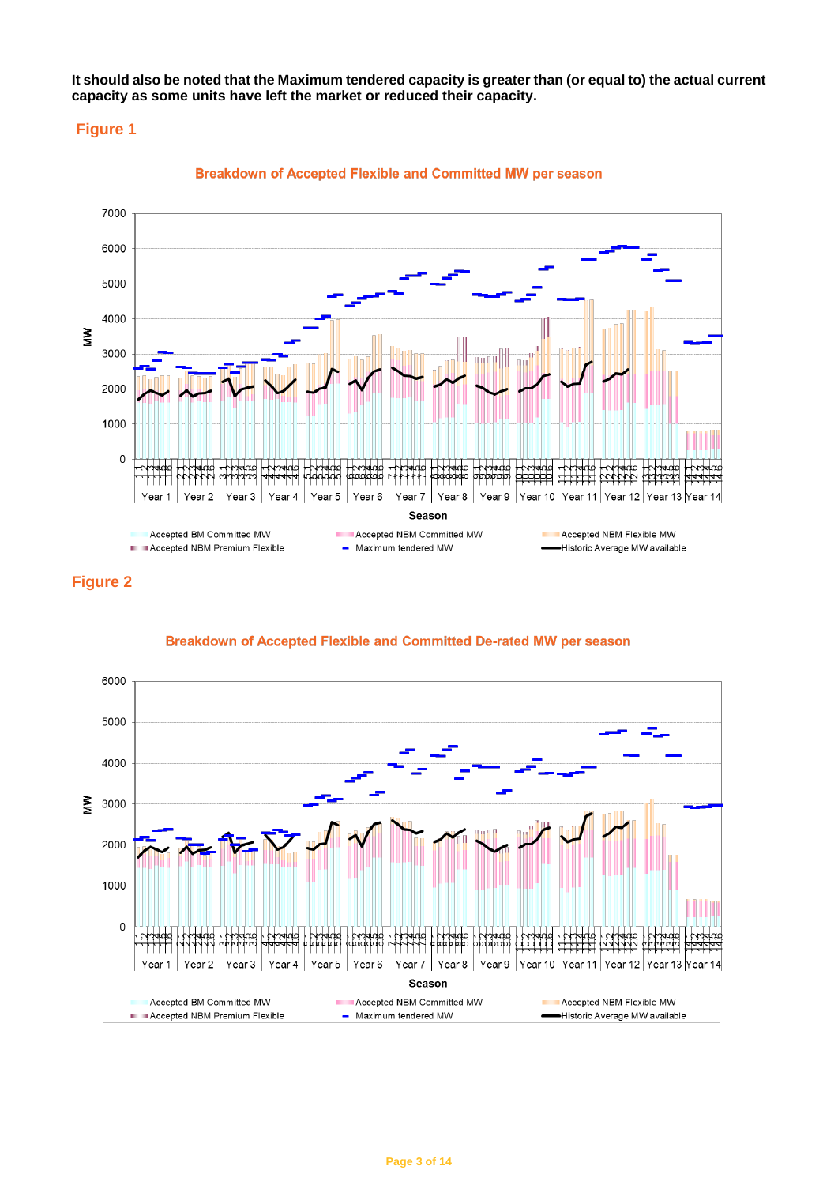**It should also be noted that the Maximum tendered capacity is greater than (or equal to) the actual current capacity as some units have left the market or reduced their capacity.**

## Figure 1

Breakdown of Accepted Flexible and Committed MW per season

## Figure 2

Breakdown of Accepted Flexible and Committed De-rated MW per season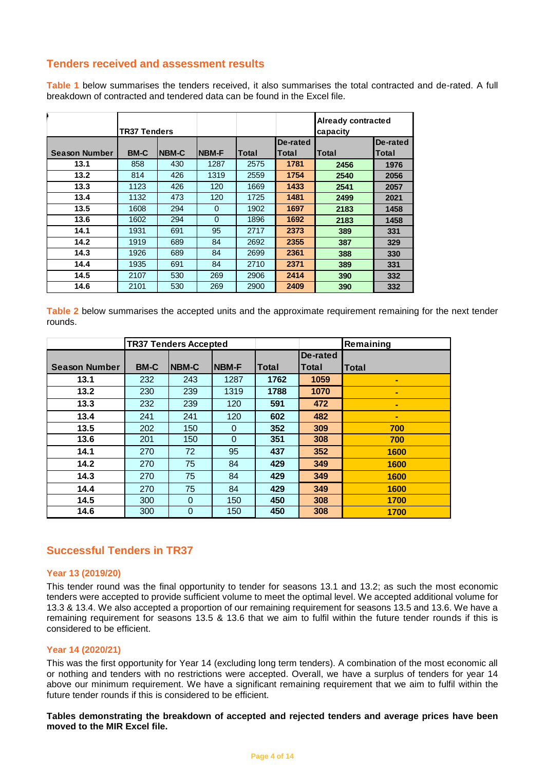## Tenders received and assessment results

**Table 1** below summarises the tenders received, it also summarises the total contracted and de-rated. A full breakdown of contracted and tendered data can be found in the Excel file.

| | TR37 Tenders | | | | | Already contracted capacity | |
|---|---|---|---|---|---|---|---|
| **Season Number** | **BM-C** | **NBM-C** | **NBM-F** | **Total** | **De-rated Total** | **Total** | **De-rated Total** |
| 13.1 | 858 | 430 | 1287 | 2575 | 1781 | 2456 | 1976 |
| 13.2 | 814 | 426 | 1319 | 2559 | 1754 | 2540 | 2056 |
| 13.3 | 1123 | 426 | 120 | 1669 | 1433 | 2541 | 2057 |
| 13.4 | 1132 | 473 | 120 | 1725 | 1481 | 2499 | 2021 |
| 13.5 | 1608 | 294 | 0 | 1902 | 1697 | 2183 | 1458 |
| 13.6 | 1602 | 294 | 0 | 1896 | 1692 | 2183 | 1458 |
| 14.1 | 1931 | 691 | 95 | 2717 | 2373 | 389 | 331 |
| 14.2 | 1919 | 689 | 84 | 2692 | 2355 | 387 | 329 |
| 14.3 | 1926 | 689 | 84 | 2699 | 2361 | 388 | 330 |
| 14.4 | 1935 | 691 | 84 | 2710 | 2371 | 389 | 331 |
| 14.5 | 2107 | 530 | 269 | 2906 | 2414 | 390 | 332 |
| 14.6 | 2101 | 530 | 269 | 2900 | 2409 | 390 | 332 |

**Table 2** below summarises the accepted units and the approximate requirement remaining for the next tender rounds.

| | TR37 Tenders Accepted | | | | | Remaining |
|---|---|---|---|---|---|---|
| **Season Number** | **BM-C** | **NBM-C** | **NBM-F** | **Total** | **De-rated Total** | **Total** |
| 13.1 | 232 | 243 | 1287 | 1762 | 1059 | - |
| 13.2 | 230 | 239 | 1319 | 1788 | 1070 | - |
| 13.3 | 232 | 239 | 120 | 591 | 472 | - |
| 13.4 | 241 | 241 | 120 | 602 | 482 | - |
| 13.5 | 202 | 150 | 0 | 352 | 309 | 700 |
| 13.6 | 201 | 150 | 0 | 351 | 308 | 700 |
| 14.1 | 270 | 72 | 95 | 437 | 352 | 1600 |
| 14.2 | 270 | 75 | 84 | 429 | 349 | 1600 |
| 14.3 | 270 | 75 | 84 | 429 | 349 | 1600 |
| 14.4 | 270 | 75 | 84 | 429 | 349 | 1600 |
| 14.5 | 300 | 0 | 150 | 450 | 308 | 1700 |
| 14.6 | 300 | 0 | 150 | 450 | 308 | 1700 |

## Successful Tenders in TR37

### Year 13 (2019/20)

This tender round was the final opportunity to tender for seasons 13.1 and 13.2; as such the most economic tenders were accepted to provide sufficient volume to meet the optimal level. We accepted additional volume for 13.3 & 13.4. We also accepted a proportion of our remaining requirement for seasons 13.5 and 13.6. We have a remaining requirement for seasons 13.5 & 13.6 that we aim to fulfil within the future tender rounds if this is considered to be efficient.

### Year 14 (2020/21)

This was the first opportunity for Year 14 (excluding long term tenders). A combination of the most economic all or nothing and tenders with no restrictions were accepted. Overall, we have a surplus of tenders for year 14 above our minimum requirement. We have a significant remaining requirement that we aim to fulfil within the future tender rounds if this is considered to be efficient.

**Tables demonstrating the breakdown of accepted and rejected tenders and average prices have been moved to the MIR Excel file.**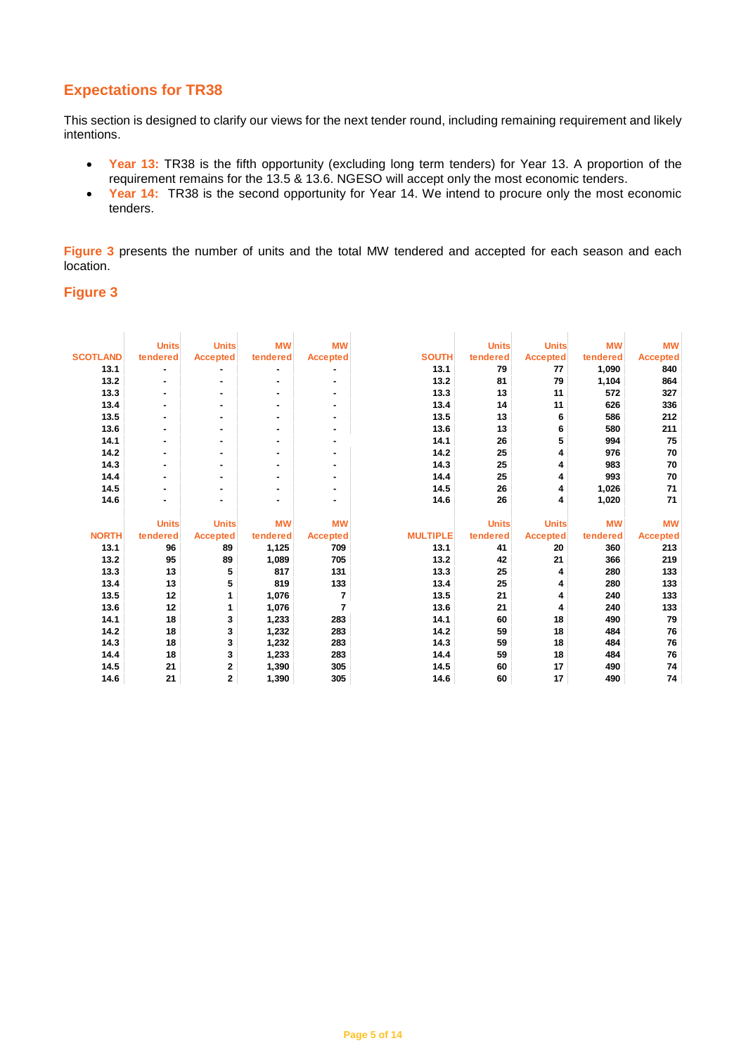## Expectations for TR38

This section is designed to clarify our views for the next tender round, including remaining requirement and likely intentions.

- **Year 13:** TR38 is the fifth opportunity (excluding long term tenders) for Year 13. A proportion of the requirement remains for the 13.5 & 13.6. NGESO will accept only the most economic tenders.
- **Year 14:** TR38 is the second opportunity for Year 14. We intend to procure only the most economic tenders.

**Figure 3** presents the number of units and the total MW tendered and accepted for each season and each location.

### Figure 3

| SCOTLAND | Units tendered | Units Accepted | MW tendered | MW Accepted |
|---|---|---|---|---|
| 13.1 | - | - | - | - |
| 13.2 | - | - | - | - |
| 13.3 | - | - | - | - |
| 13.4 | - | - | - | - |
| 13.5 | - | - | - | - |
| 13.6 | - | - | - | - |
| 14.1 | - | - | - | - |
| 14.2 | - | - | - | - |
| 14.3 | - | - | - | - |
| 14.4 | - | - | - | - |
| 14.5 | - | - | - | - |
| 14.6 | - | - | - | - |

| SOUTH | Units tendered | Units Accepted | MW tendered | MW Accepted |
|---|---|---|---|---|
| 13.1 | 79 | 77 | 1,090 | 840 |
| 13.2 | 81 | 79 | 1,104 | 864 |
| 13.3 | 13 | 11 | 572 | 327 |
| 13.4 | 14 | 11 | 626 | 336 |
| 13.5 | 13 | 6 | 586 | 212 |
| 13.6 | 13 | 6 | 580 | 211 |
| 14.1 | 26 | 5 | 994 | 75 |
| 14.2 | 25 | 4 | 976 | 70 |
| 14.3 | 25 | 4 | 983 | 70 |
| 14.4 | 25 | 4 | 993 | 70 |
| 14.5 | 26 | 4 | 1,026 | 71 |
| 14.6 | 26 | 4 | 1,020 | 71 |

| NORTH | Units tendered | Units Accepted | MW tendered | MW Accepted |
|---|---|---|---|---|
| 13.1 | 96 | 89 | 1,125 | 709 |
| 13.2 | 95 | 89 | 1,089 | 705 |
| 13.3 | 13 | 5 | 817 | 131 |
| 13.4 | 13 | 5 | 819 | 133 |
| 13.5 | 12 | 1 | 1,076 | 7 |
| 13.6 | 12 | 1 | 1,076 | 7 |
| 14.1 | 18 | 3 | 1,233 | 283 |
| 14.2 | 18 | 3 | 1,232 | 283 |
| 14.3 | 18 | 3 | 1,232 | 283 |
| 14.4 | 18 | 3 | 1,233 | 283 |
| 14.5 | 21 | 2 | 1,390 | 305 |
| 14.6 | 21 | 2 | 1,390 | 305 |

| MULTIPLE | Units tendered | Units Accepted | MW tendered | MW Accepted |
|---|---|---|---|---|
| 13.1 | 41 | 20 | 360 | 213 |
| 13.2 | 42 | 21 | 366 | 219 |
| 13.3 | 25 | 4 | 280 | 133 |
| 13.4 | 25 | 4 | 280 | 133 |
| 13.5 | 21 | 4 | 240 | 133 |
| 13.6 | 21 | 4 | 240 | 133 |
| 14.1 | 60 | 18 | 490 | 79 |
| 14.2 | 59 | 18 | 484 | 76 |
| 14.3 | 59 | 18 | 484 | 76 |
| 14.4 | 59 | 18 | 484 | 76 |
| 14.5 | 60 | 17 | 490 | 74 |
| 14.6 | 60 | 17 | 490 | 74 |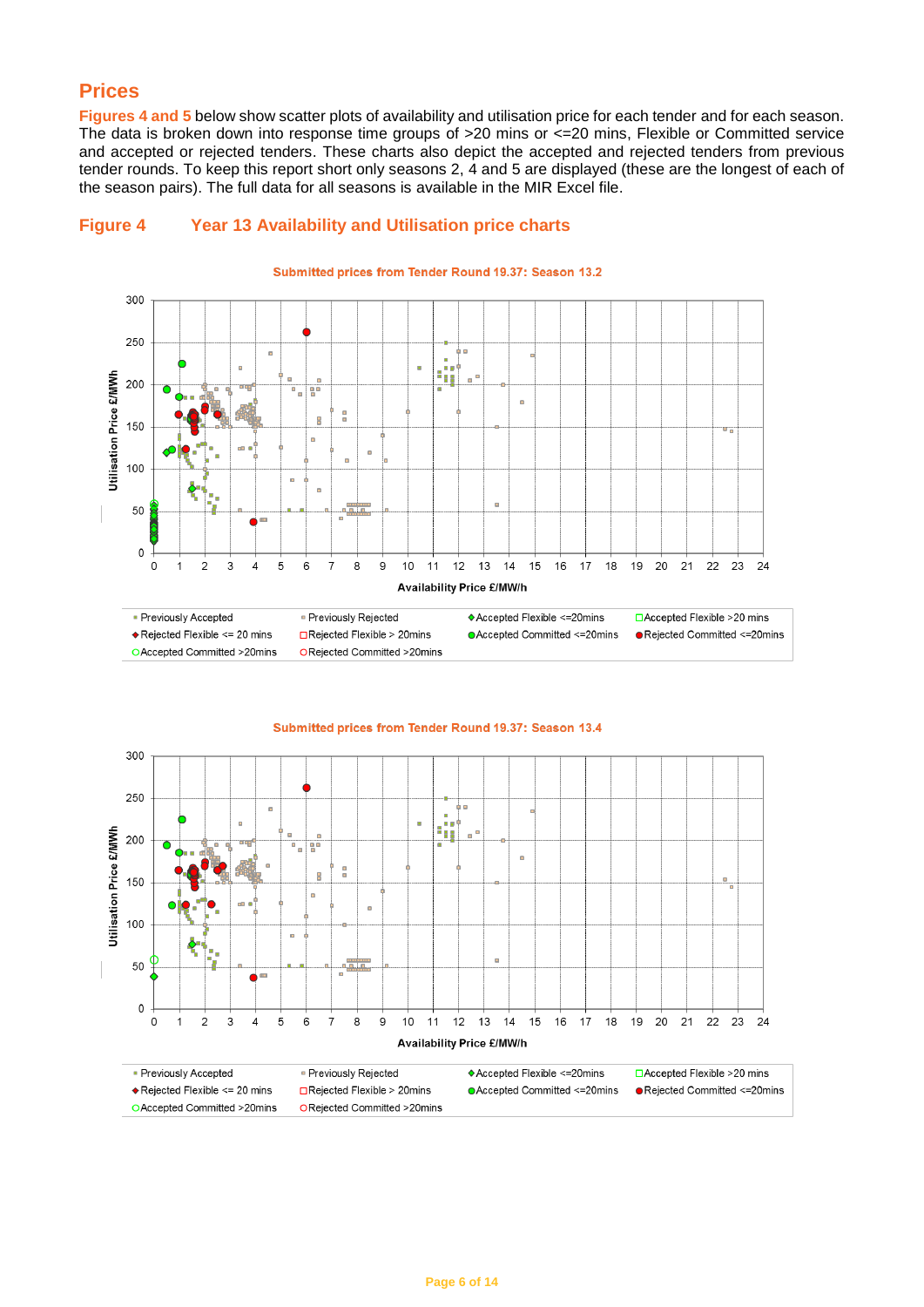## Prices

**Figures 4 and 5** below show scatter plots of availability and utilisation price for each tender and for each season. The data is broken down into response time groups of >20 mins or <=20 mins, Flexible or Committed service and accepted or rejected tenders. These charts also depict the accepted and rejected tenders from previous tender rounds. To keep this report short only seasons 2, 4 and 5 are displayed (these are the longest of each of the season pairs). The full data for all seasons is available in the MIR Excel file.

### Figure 4 Year 13 Availability and Utilisation price charts

**Submitted prices from Tender Round 19.37: Season 13.2**

Utilisation Price £/MWh (0–300) vs Availability Price £/MW/h (0–24)

Legend: Previously Accepted; Previously Rejected; Accepted Flexible <=20mins; Accepted Flexible >20 mins; Rejected Flexible <= 20 mins; Rejected Flexible > 20mins; Accepted Committed <=20mins; Rejected Committed <=20mins; Accepted Committed >20mins; Rejected Committed >20mins

**Submitted prices from Tender Round 19.37: Season 13.4**

Utilisation Price £/MWh (0–300) vs Availability Price £/MW/h (0–24)

Legend: Previously Accepted; Previously Rejected; Accepted Flexible <=20mins; Accepted Flexible >20 mins; Rejected Flexible <= 20 mins; Rejected Flexible > 20mins; Accepted Committed <=20mins; Rejected Committed <=20mins; Accepted Committed >20mins; Rejected Committed >20mins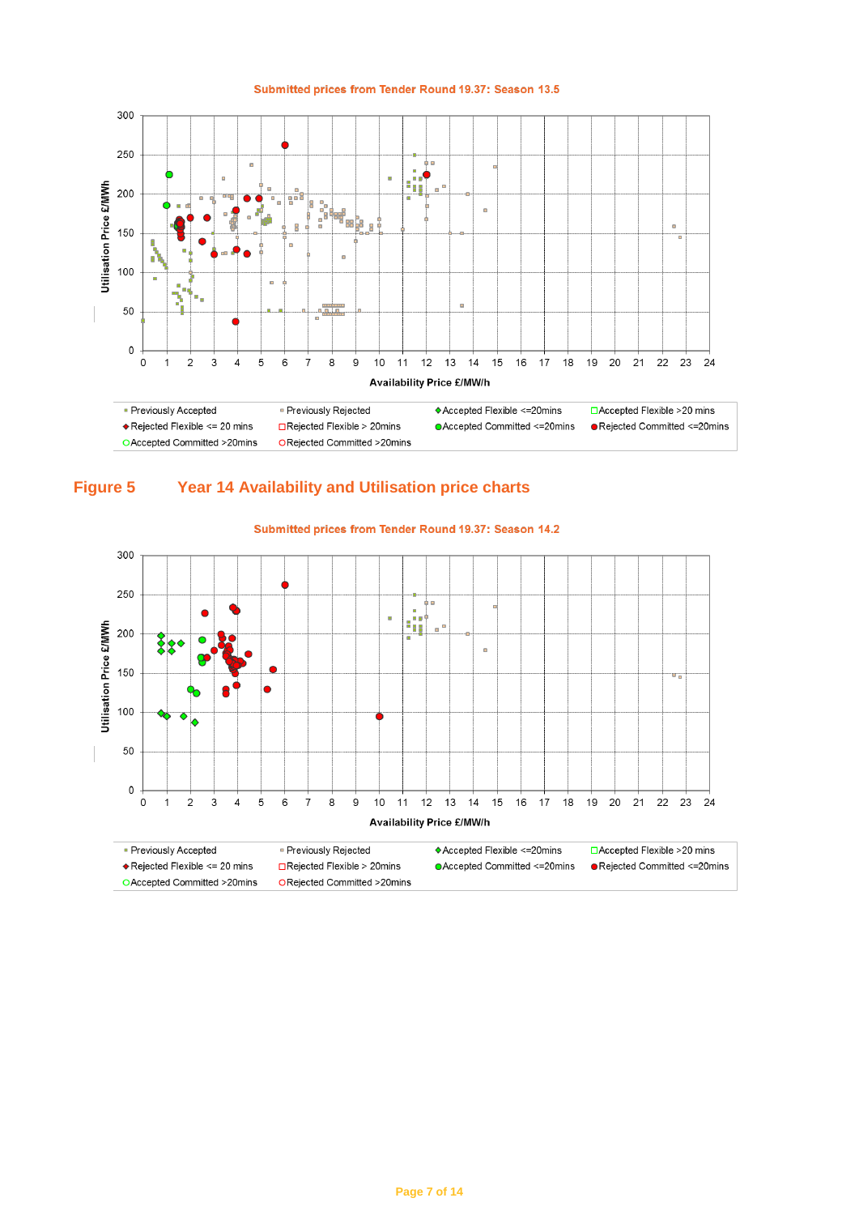**Submitted prices from Tender Round 19.37: Season 13.5**

Utilisation Price £/MWh (0–300) vs Availability Price £/MW/h (0–24)

Legend: Previously Accepted; Previously Rejected; Accepted Flexible <=20mins; Accepted Flexible >20 mins; Rejected Flexible <= 20 mins; Rejected Flexible > 20mins; Accepted Committed <=20mins; Rejected Committed <=20mins; Accepted Committed >20mins; Rejected Committed >20mins

## Figure 5 Year 14 Availability and Utilisation price charts

**Submitted prices from Tender Round 19.37: Season 14.2**

Utilisation Price £/MWh (0–300) vs Availability Price £/MW/h (0–24)

Legend: Previously Accepted; Previously Rejected; Accepted Flexible <=20mins; Accepted Flexible >20 mins; Rejected Flexible <= 20 mins; Rejected Flexible > 20mins; Accepted Committed <=20mins; Rejected Committed <=20mins; Accepted Committed >20mins; Rejected Committed >20mins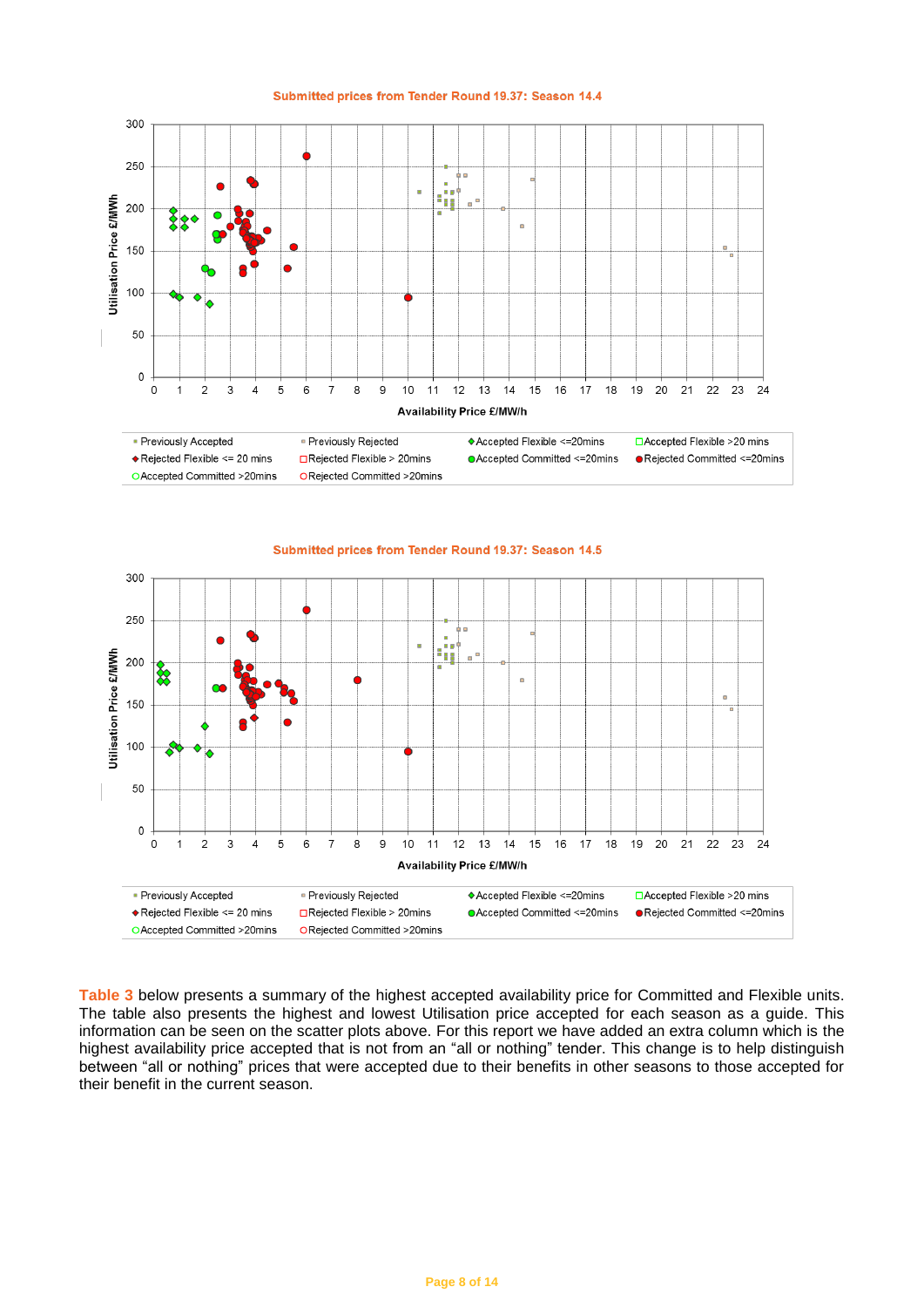**Submitted prices from Tender Round 19.37: Season 14.4**

Utilisation Price £/MWh (0–300) vs Availability Price £/MW/h (0–24)

Legend: Previously Accepted, Previously Rejected, Accepted Flexible <=20mins, Accepted Flexible >20 mins, Rejected Flexible <= 20 mins, Rejected Flexible > 20mins, Accepted Committed <=20mins, Rejected Committed <=20mins, Accepted Committed >20mins, Rejected Committed >20mins

**Submitted prices from Tender Round 19.37: Season 14.5**

Utilisation Price £/MWh (0–300) vs Availability Price £/MW/h (0–24)

Legend: Previously Accepted, Previously Rejected, Accepted Flexible <=20mins, Accepted Flexible >20 mins, Rejected Flexible <= 20 mins, Rejected Flexible > 20mins, Accepted Committed <=20mins, Rejected Committed <=20mins, Accepted Committed >20mins, Rejected Committed >20mins

Table 3 below presents a summary of the highest accepted availability price for Committed and Flexible units. The table also presents the highest and lowest Utilisation price accepted for each season as a guide. This information can be seen on the scatter plots above. For this report we have added an extra column which is the highest availability price accepted that is not from an "all or nothing" tender. This change is to help distinguish between "all or nothing" prices that were accepted due to their benefits in other seasons to those accepted for their benefit in the current season.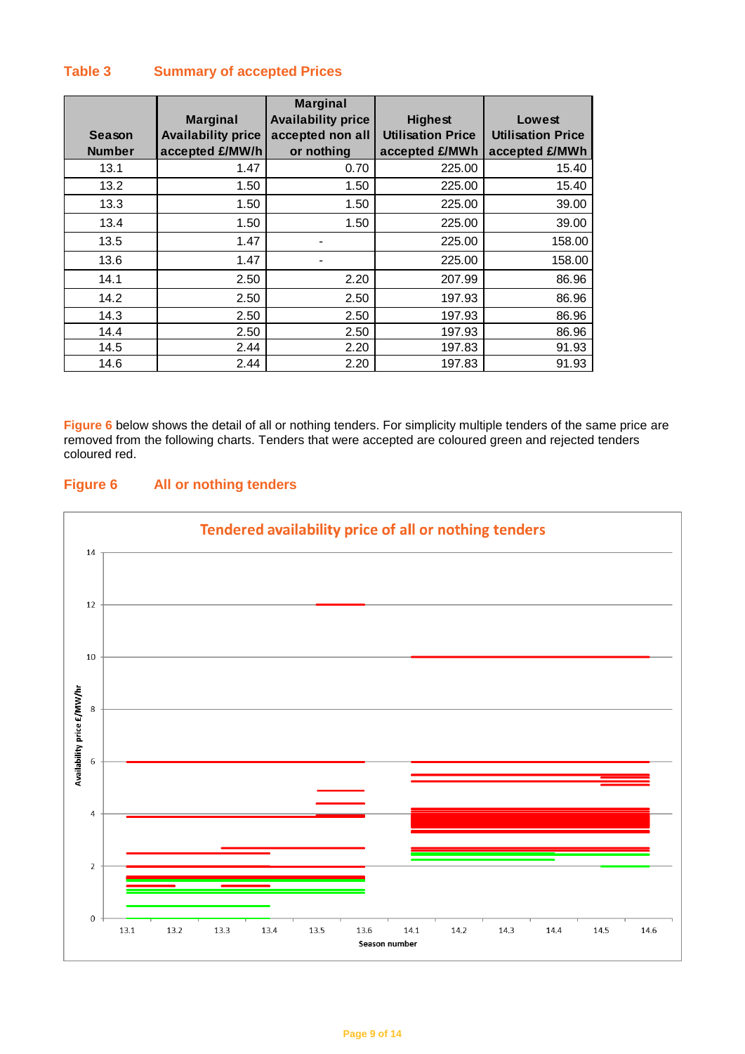**Table 3 Summary of accepted Prices**

| Season Number | Marginal Availability price accepted £/MW/h | Marginal Availability price accepted non all or nothing | Highest Utilisation Price accepted £/MWh | Lowest Utilisation Price accepted £/MWh |
|---|---|---|---|---|
| 13.1 | 1.47 | 0.70 | 225.00 | 15.40 |
| 13.2 | 1.50 | 1.50 | 225.00 | 15.40 |
| 13.3 | 1.50 | 1.50 | 225.00 | 39.00 |
| 13.4 | 1.50 | 1.50 | 225.00 | 39.00 |
| 13.5 | 1.47 | - | 225.00 | 158.00 |
| 13.6 | 1.47 | - | 225.00 | 158.00 |
| 14.1 | 2.50 | 2.20 | 207.99 | 86.96 |
| 14.2 | 2.50 | 2.50 | 197.93 | 86.96 |
| 14.3 | 2.50 | 2.50 | 197.93 | 86.96 |
| 14.4 | 2.50 | 2.50 | 197.93 | 86.96 |
| 14.5 | 2.44 | 2.20 | 197.83 | 91.93 |
| 14.6 | 2.44 | 2.20 | 197.83 | 91.93 |

Figure 6 below shows the detail of all or nothing tenders. For simplicity multiple tenders of the same price are removed from the following charts. Tenders that were accepted are coloured green and rejected tenders coloured red.

**Figure 6 All or nothing tenders**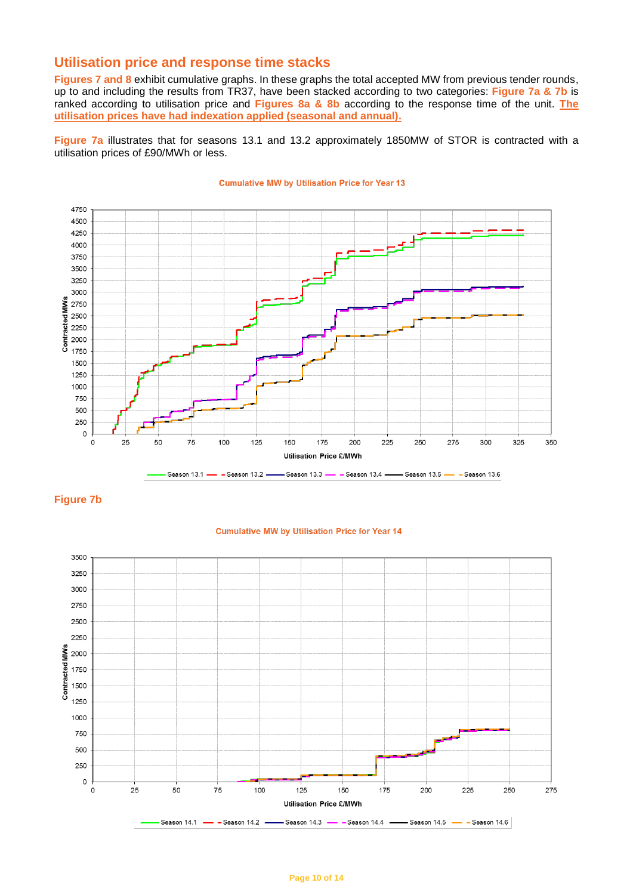## Utilisation price and response time stacks

**Figures 7 and 8** exhibit cumulative graphs. In these graphs the total accepted MW from previous tender rounds, up to and including the results from TR37, have been stacked according to two categories: **Figure 7a & 7b** is ranked according to utilisation price and **Figures 8a & 8b** according to the response time of the unit. **The utilisation prices have had indexation applied (seasonal and annual).**

**Figure 7a** illustrates that for seasons 13.1 and 13.2 approximately 1850MW of STOR is contracted with a utilisation prices of £90/MWh or less.

Cumulative MW by Utilisation Price for Year 13

**Figure 7b**

Cumulative MW by Utilisation Price for Year 14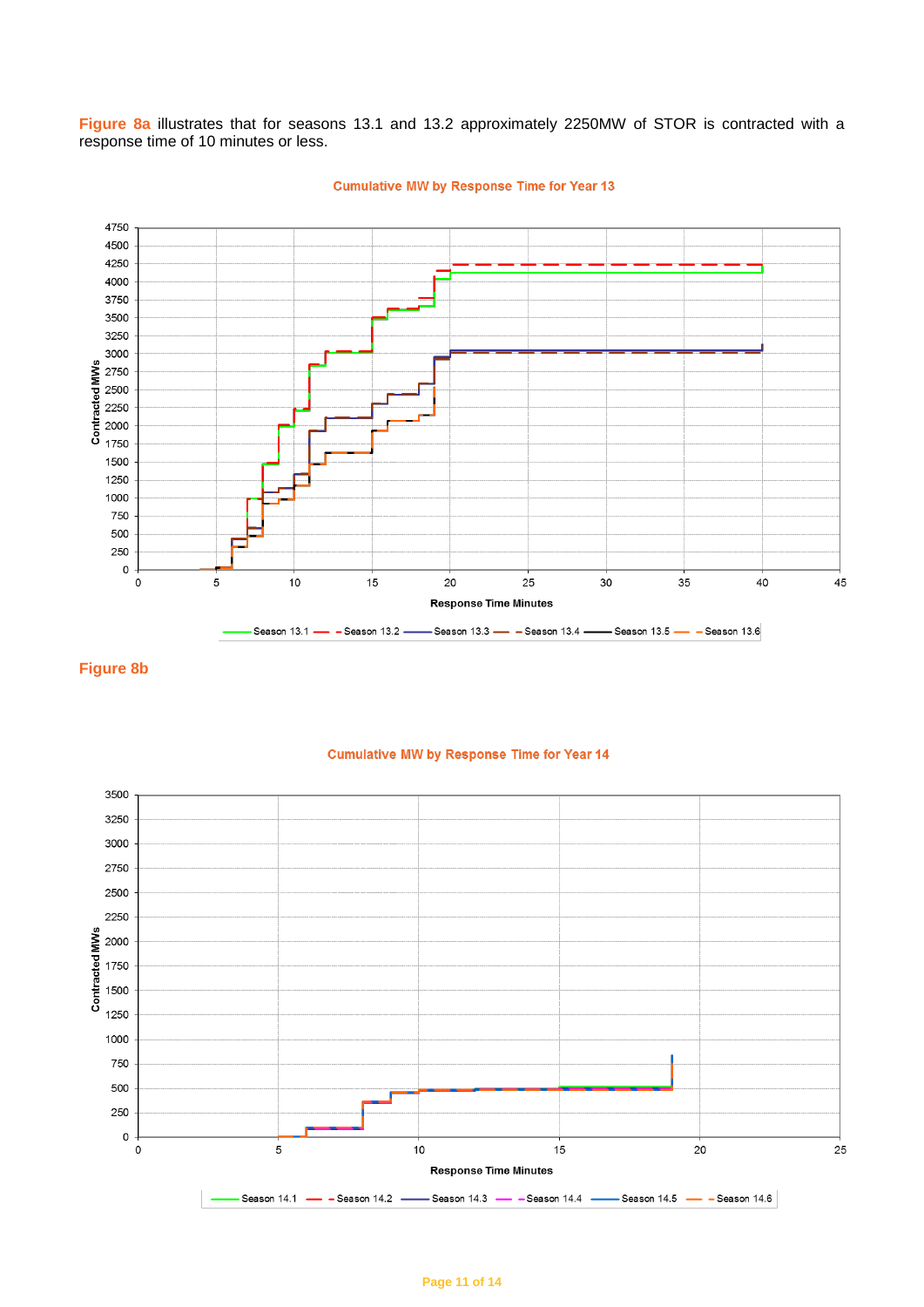**Figure 8a** illustrates that for seasons 13.1 and 13.2 approximately 2250MW of STOR is contracted with a response time of 10 minutes or less.

**Cumulative MW by Response Time for Year 13**

**Figure 8b**

**Cumulative MW by Response Time for Year 14**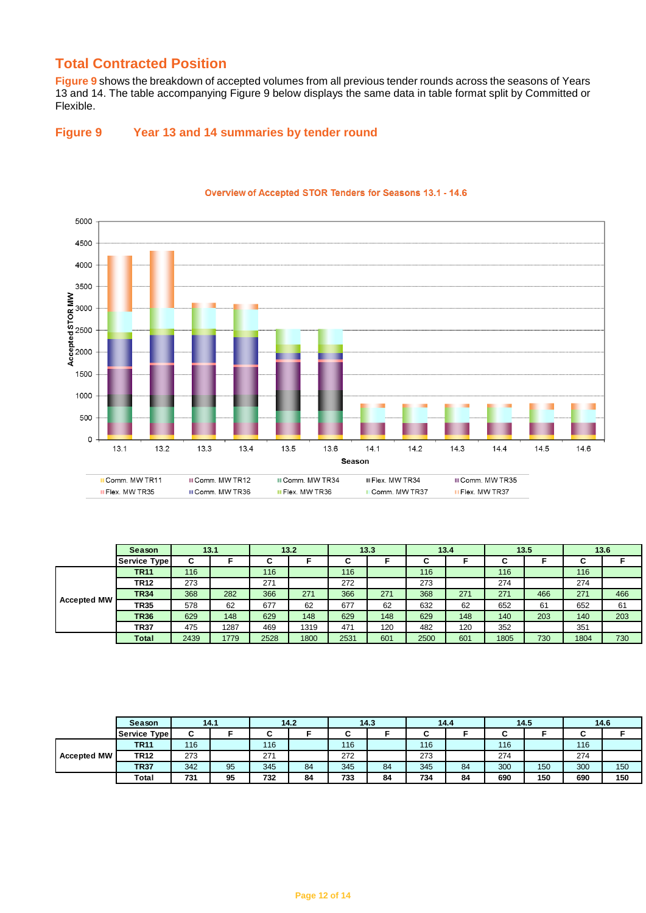## Total Contracted Position

**Figure 9** shows the breakdown of accepted volumes from all previous tender rounds across the seasons of Years 13 and 14. The table accompanying Figure 9 below displays the same data in table format split by Committed or Flexible.

### Figure 9 Year 13 and 14 summaries by tender round

| | Season | 13.1 | | 13.2 | | 13.3 | | 13.4 | | 13.5 | | 13.6 | |
|---|---|---|---|---|---|---|---|---|---|---|---|---|---|
| | Service Type | C | F | C | F | C | F | C | F | C | F | C | F |
| Accepted MW | TR11 | 116 | | 116 | | 116 | | 116 | | 116 | | 116 | |
| | TR12 | 273 | | 271 | | 272 | | 273 | | 274 | | 274 | |
| | TR34 | 368 | 282 | 366 | 271 | 366 | 271 | 368 | 271 | 271 | 466 | 271 | 466 |
| | TR35 | 578 | 62 | 677 | 62 | 677 | 62 | 632 | 62 | 652 | 61 | 652 | 61 |
| | TR36 | 629 | 148 | 629 | 148 | 629 | 148 | 629 | 148 | 140 | 203 | 140 | 203 |
| | TR37 | 475 | 1287 | 469 | 1319 | 471 | 120 | 482 | 120 | 352 | | 351 | |
| | Total | 2439 | 1779 | 2528 | 1800 | 2531 | 601 | 2500 | 601 | 1805 | 730 | 1804 | 730 |

| | Season | 14.1 | | 14.2 | | 14.3 | | 14.4 | | 14.5 | | 14.6 | |
|---|---|---|---|---|---|---|---|---|---|---|---|---|---|
| | Service Type | C | F | C | F | C | F | C | F | C | F | C | F |
| Accepted MW | TR11 | 116 | | 116 | | 116 | | 116 | | 116 | | 116 | |
| | TR12 | 273 | | 271 | | 272 | | 273 | | 274 | | 274 | |
| | TR37 | 342 | 95 | 345 | 84 | 345 | 84 | 345 | 84 | 300 | 150 | 300 | 150 |
| | Total | 731 | 95 | 732 | 84 | 733 | 84 | 734 | 84 | 690 | 150 | 690 | 150 |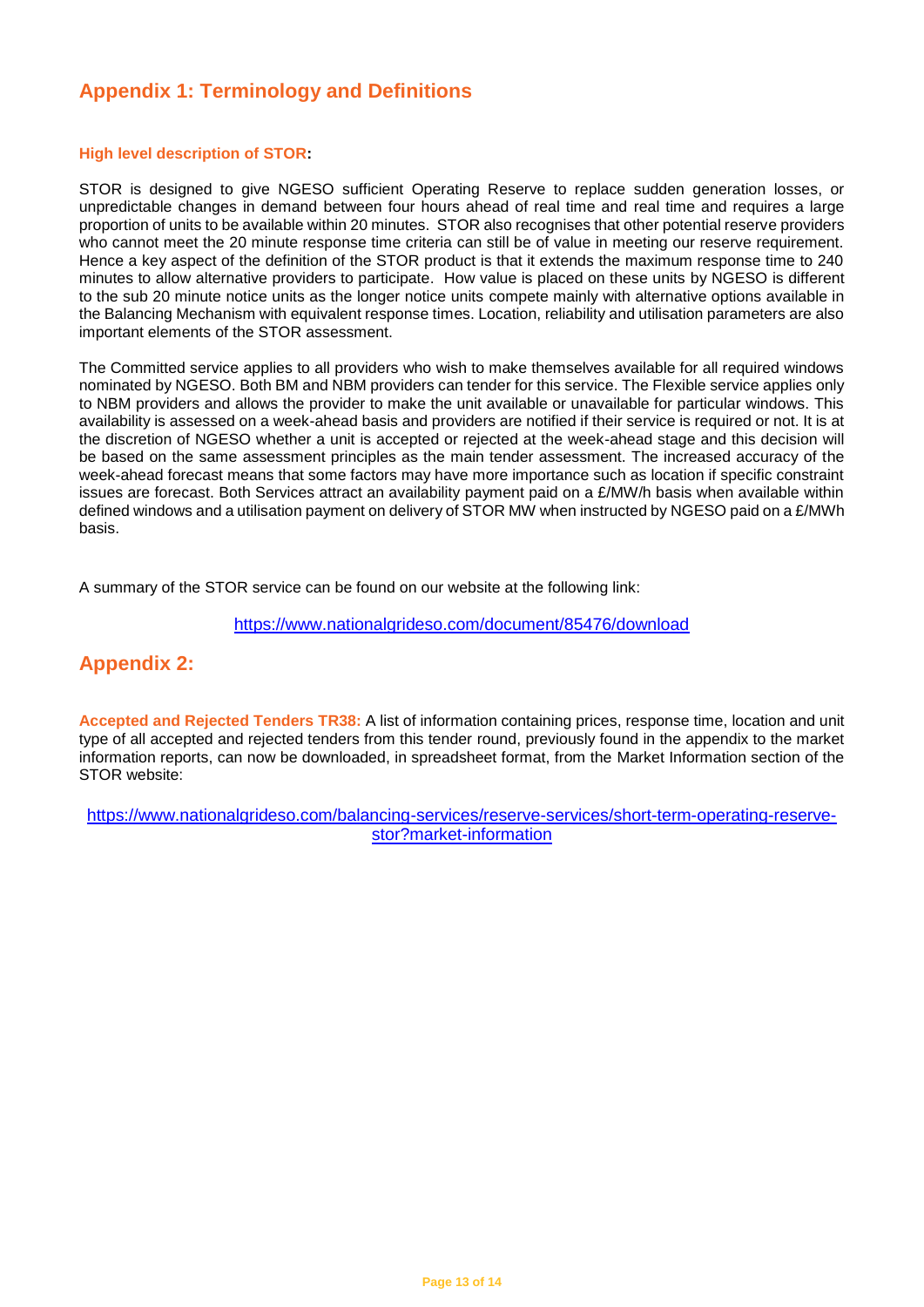## Appendix 1: Terminology and Definitions

#### High level description of STOR:

STOR is designed to give NGESO sufficient Operating Reserve to replace sudden generation losses, or unpredictable changes in demand between four hours ahead of real time and real time and requires a large proportion of units to be available within 20 minutes. STOR also recognises that other potential reserve providers who cannot meet the 20 minute response time criteria can still be of value in meeting our reserve requirement. Hence a key aspect of the definition of the STOR product is that it extends the maximum response time to 240 minutes to allow alternative providers to participate. How value is placed on these units by NGESO is different to the sub 20 minute notice units as the longer notice units compete mainly with alternative options available in the Balancing Mechanism with equivalent response times. Location, reliability and utilisation parameters are also important elements of the STOR assessment.

The Committed service applies to all providers who wish to make themselves available for all required windows nominated by NGESO. Both BM and NBM providers can tender for this service. The Flexible service applies only to NBM providers and allows the provider to make the unit available or unavailable for particular windows. This availability is assessed on a week-ahead basis and providers are notified if their service is required or not. It is at the discretion of NGESO whether a unit is accepted or rejected at the week-ahead stage and this decision will be based on the same assessment principles as the main tender assessment. The increased accuracy of the week-ahead forecast means that some factors may have more importance such as location if specific constraint issues are forecast. Both Services attract an availability payment paid on a £/MW/h basis when available within defined windows and a utilisation payment on delivery of STOR MW when instructed by NGESO paid on a £/MWh basis.

A summary of the STOR service can be found on our website at the following link:

https://www.nationalgrideso.com/document/85476/download

## Appendix 2:

**Accepted and Rejected Tenders TR38:** A list of information containing prices, response time, location and unit type of all accepted and rejected tenders from this tender round, previously found in the appendix to the market information reports, can now be downloaded, in spreadsheet format, from the Market Information section of the STOR website:

https://www.nationalgrideso.com/balancing-services/reserve-services/short-term-operating-reserve-stor?market-information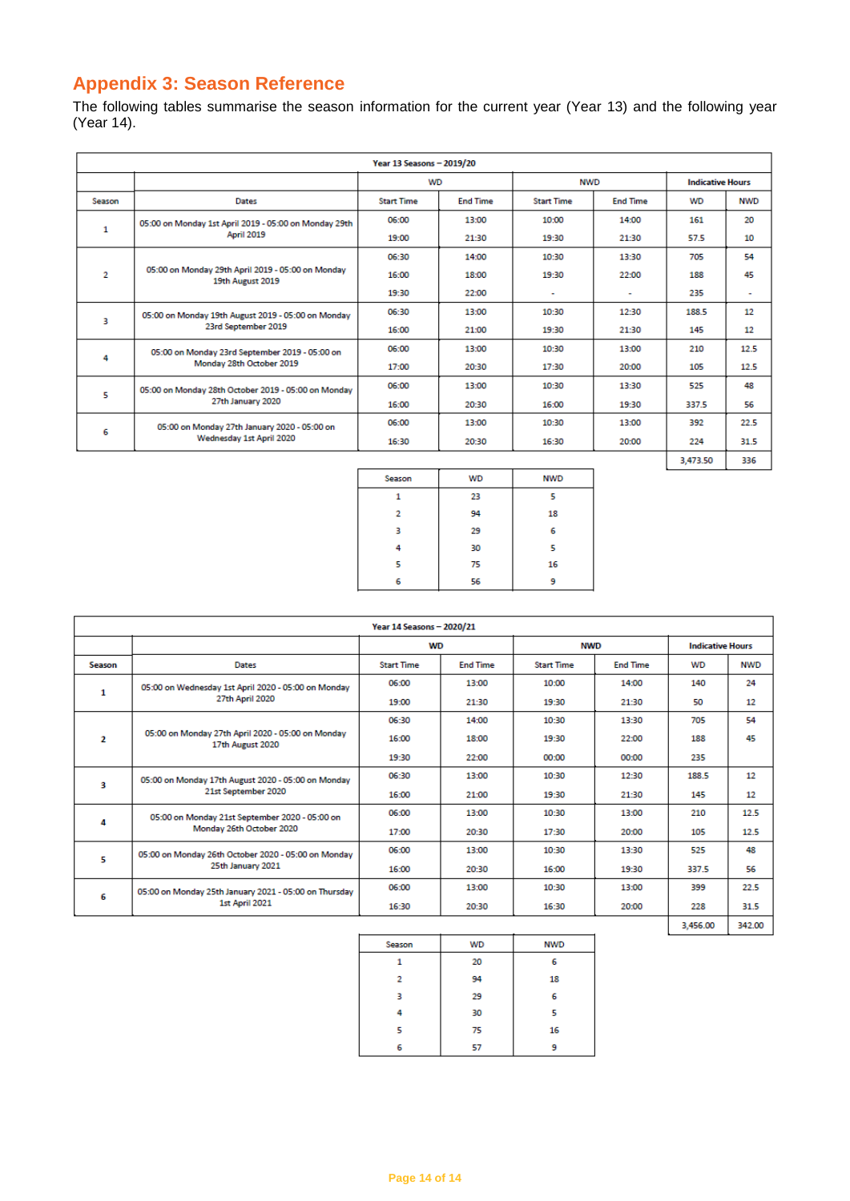## Appendix 3: Season Reference

The following tables summarise the season information for the current year (Year 13) and the following year (Year 14).

| Year 13 Seasons – 2019/20 | | | | | | | | |
|---|---|---|---|---|---|---|---|---|
| | | WD | | NWD | | Indicative Hours | |
| Season | Dates | Start Time | End Time | Start Time | End Time | WD | NWD |
| 1 | 05:00 on Monday 1st April 2019 - 05:00 on Monday 29th April 2019 | 06:00 | 13:00 | 10:00 | 14:00 | 161 | 20 |
| | | 19:00 | 21:30 | 19:30 | 21:30 | 57.5 | 10 |
| 2 | 05:00 on Monday 29th April 2019 - 05:00 on Monday 19th August 2019 | 06:30 | 14:00 | 10:30 | 13:30 | 705 | 54 |
| | | 16:00 | 18:00 | 19:30 | 22:00 | 188 | 45 |
| | | 19:30 | 22:00 | - | - | 235 | - |
| 3 | 05:00 on Monday 19th August 2019 - 05:00 on Monday 23rd September 2019 | 06:30 | 13:00 | 10:30 | 12:30 | 188.5 | 12 |
| | | 16:00 | 21:00 | 19:30 | 21:30 | 145 | 12 |
| 4 | 05:00 on Monday 23rd September 2019 - 05:00 on Monday 28th October 2019 | 06:00 | 13:00 | 10:30 | 13:00 | 210 | 12.5 |
| | | 17:00 | 20:30 | 17:30 | 20:00 | 105 | 12.5 |
| 5 | 05:00 on Monday 28th October 2019 - 05:00 on Monday 27th January 2020 | 06:00 | 13:00 | 10:30 | 13:30 | 525 | 48 |
| | | 16:00 | 20:30 | 16:00 | 19:30 | 337.5 | 56 |
| 6 | 05:00 on Monday 27th January 2020 - 05:00 on Wednesday 1st April 2020 | 06:00 | 13:00 | 10:30 | 13:00 | 392 | 22.5 |
| | | 16:30 | 20:30 | 16:30 | 20:00 | 224 | 31.5 |
| | | | | | | 3,473.50 | 336 |

| Season | WD | NWD |
|---|---|---|
| 1 | 23 | 5 |
| 2 | 94 | 18 |
| 3 | 29 | 6 |
| 4 | 30 | 5 |
| 5 | 75 | 16 |
| 6 | 56 | 9 |

| Year 14 Seasons – 2020/21 | | | | | | | | |
|---|---|---|---|---|---|---|---|---|
| | | WD | | NWD | | Indicative Hours | |
| Season | Dates | Start Time | End Time | Start Time | End Time | WD | NWD |
| 1 | 05:00 on Wednesday 1st April 2020 - 05:00 on Monday 27th April 2020 | 06:00 | 13:00 | 10:00 | 14:00 | 140 | 24 |
| | | 19:00 | 21:30 | 19:30 | 21:30 | 50 | 12 |
| 2 | 05:00 on Monday 27th April 2020 - 05:00 on Monday 17th August 2020 | 06:30 | 14:00 | 10:30 | 13:30 | 705 | 54 |
| | | 16:00 | 18:00 | 19:30 | 22:00 | 188 | 45 |
| | | 19:30 | 22:00 | 00:00 | 00:00 | 235 | |
| 3 | 05:00 on Monday 17th August 2020 - 05:00 on Monday 21st September 2020 | 06:30 | 13:00 | 10:30 | 12:30 | 188.5 | 12 |
| | | 16:00 | 21:00 | 19:30 | 21:30 | 145 | 12 |
| 4 | 05:00 on Monday 21st September 2020 - 05:00 on Monday 26th October 2020 | 06:00 | 13:00 | 10:30 | 13:00 | 210 | 12.5 |
| | | 17:00 | 20:30 | 17:30 | 20:00 | 105 | 12.5 |
| 5 | 05:00 on Monday 26th October 2020 - 05:00 on Monday 25th January 2021 | 06:00 | 13:00 | 10:30 | 13:30 | 525 | 48 |
| | | 16:00 | 20:30 | 16:00 | 19:30 | 337.5 | 56 |
| 6 | 05:00 on Monday 25th January 2021 - 05:00 on Thursday 1st April 2021 | 06:00 | 13:00 | 10:30 | 13:00 | 399 | 22.5 |
| | | 16:30 | 20:30 | 16:30 | 20:00 | 228 | 31.5 |
| | | | | | | 3,456.00 | 342.00 |

| Season | WD | NWD |
|---|---|---|
| 1 | 20 | 6 |
| 2 | 94 | 18 |
| 3 | 29 | 6 |
| 4 | 30 | 5 |
| 5 | 75 | 16 |
| 6 | 57 | 9 |